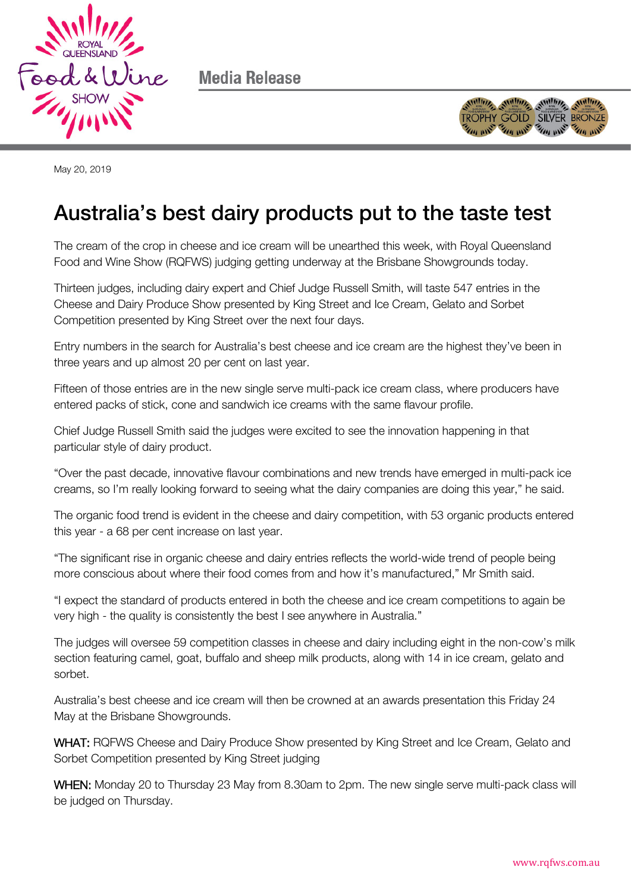Media Release

May 20, 2019

# Australia's best dairy products put to the taste test

The cream of the crop in cheese and ice cream will be unearthed this week, with Royal Queensland Food and Wine Show (RQFWS) judging getting underway at the Brisbane Showgrounds today.

Thirteen judges, including dairy expert and Chief Judge Russell Smith, will taste 547 entries in the Cheese and Dairy Produce Show presented by King Street and Ice Cream, Gelato and Sorbet Competition presented by King Street over the next four days.

Entry numbers in the search for Australia's best cheese and ice cream are the highest they've been in three years and up almost 20 per cent on last year.

Fifteen of those entries are in the new single serve multi-pack ice cream class, where producers have entered packs of stick, cone and sandwich ice creams with the same flavour profile.

Chief Judge Russell Smith said the judges were excited to see the innovation happening in that particular style of dairy product.

"Over the past decade, innovative flavour combinations and new trends have emerged in multi-pack ice creams, so I'm really looking forward to seeing what the dairy companies are doing this year," he said.

The organic food trend is evident in the cheese and dairy competition, with 53 organic products entered this year - a 68 per cent increase on last year.

"The significant rise in organic cheese and dairy entries reflects the world-wide trend of people being more conscious about where their food comes from and how it's manufactured," Mr Smith said.

"I expect the standard of products entered in both the cheese and ice cream competitions to again be very high - the quality is consistently the best I see anywhere in Australia."

The judges will oversee 59 competition classes in cheese and dairy including eight in the non-cow's milk section featuring camel, goat, buffalo and sheep milk products, along with 14 in ice cream, gelato and sorbet.

Australia's best cheese and ice cream will then be crowned at an awards presentation this Friday 24 May at the Brisbane Showgrounds.

**WHAT:** RQFWS Cheese and Dairy Produce Show presented by King Street and Ice Cream, Gelato and Sorbet Competition presented by King Street judging

**WHEN:** Monday 20 to Thursday 23 May from 8.30am to 2pm. The new single serve multi-pack class will be judged on Thursday.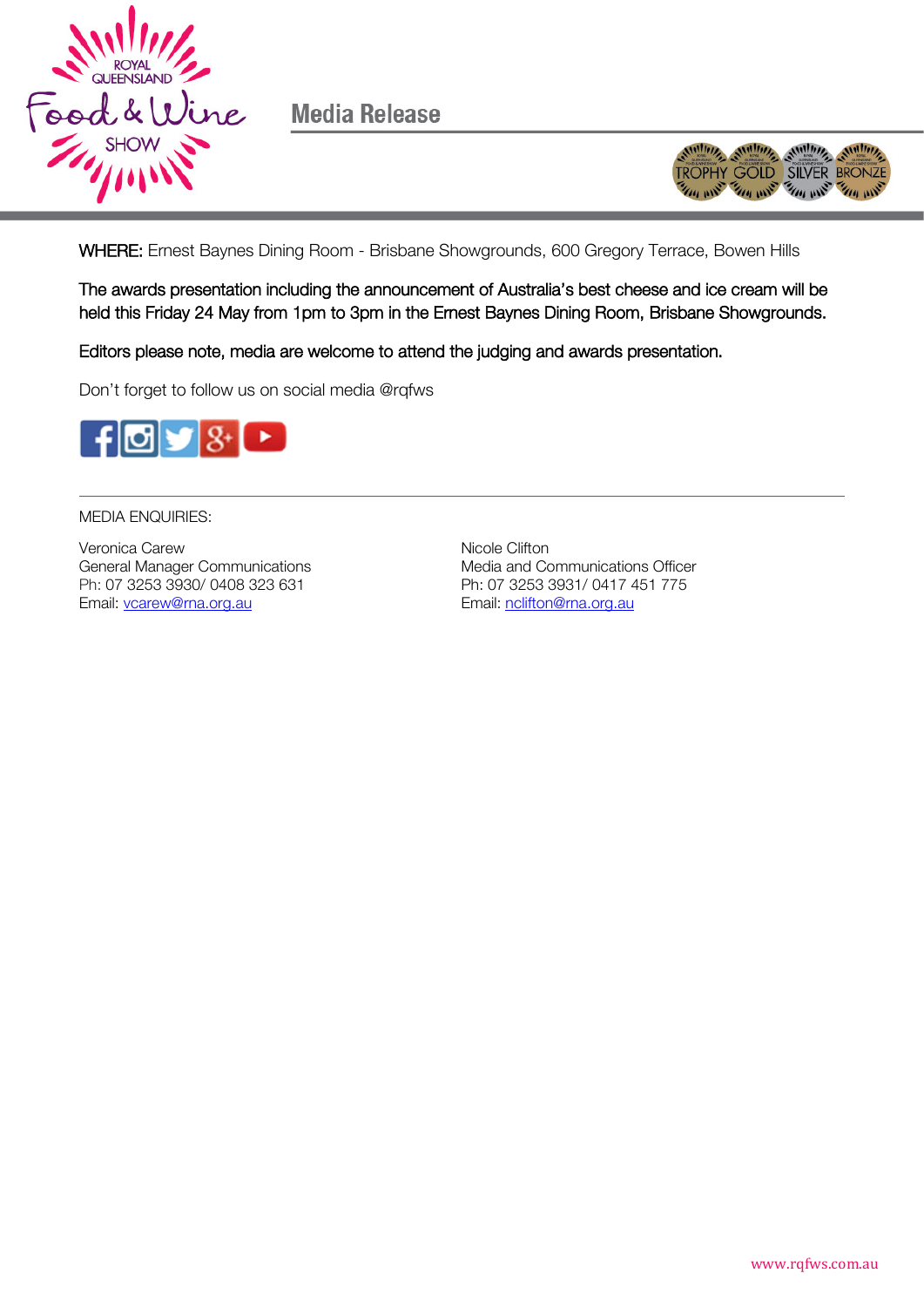**Media Release**

**WHERE:** Ernest Baynes Dining Room - Brisbane Showgrounds, 600 Gregory Terrace, Bowen Hills

**The awards presentation including the announcement of Australia's best cheese and ice cream will be held this Friday 24 May from 1pm to 3pm in the Ernest Baynes Dining Room, Brisbane Showgrounds.**

**Editors please note, media are welcome to attend the judging and awards presentation.**

Don't forget to follow us on social media @rqfws

---

MEDIA ENQUIRIES:

Veronica Carew
General Manager Communications
Ph: 07 3253 3930/ 0408 323 631
Email: vcarew@rna.org.au

Nicole Clifton
Media and Communications Officer
Ph: 07 3253 3931/ 0417 451 775
Email: nclifton@rna.org.au